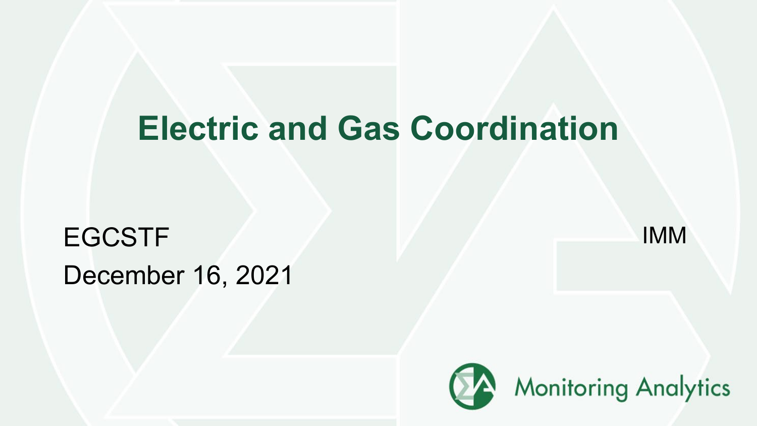# Electric and Gas Coordination

EGCSTF

December 16, 2021

IMM

Monitoring Analytics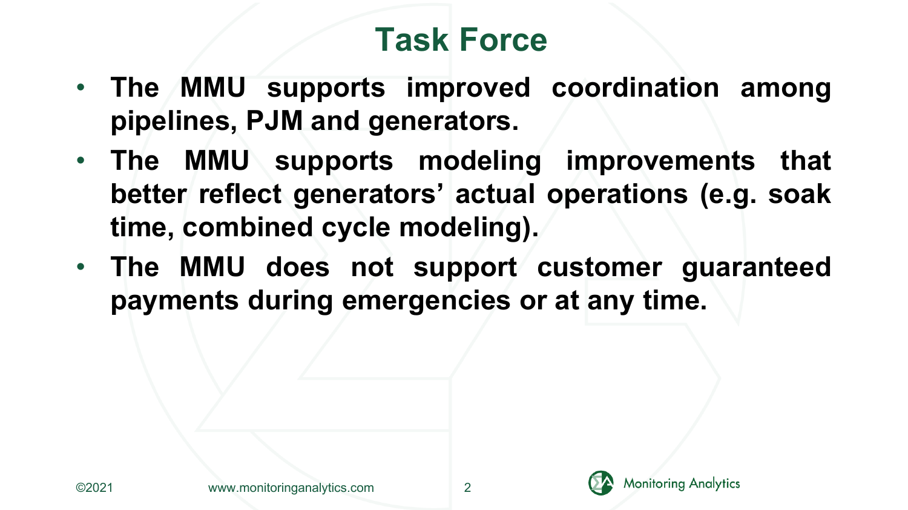# Task Force

- **The MMU supports improved coordination among pipelines, PJM and generators.**
- **The MMU supports modeling improvements that better reflect generators' actual operations (e.g. soak time, combined cycle modeling).**
- **The MMU does not support customer guaranteed payments during emergencies or at any time.**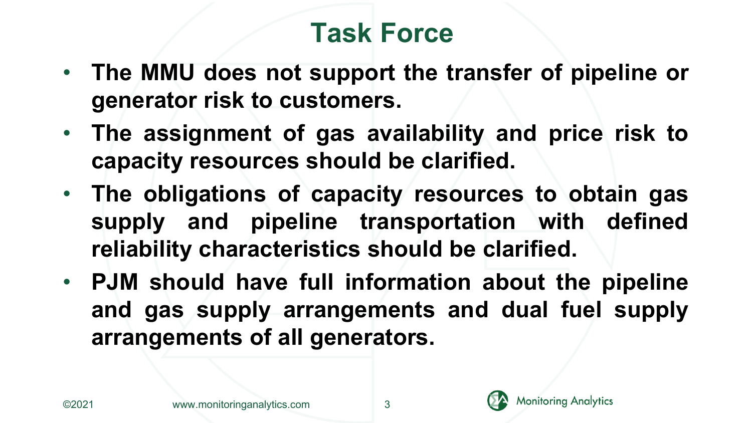# Task Force

- **The MMU does not support the transfer of pipeline or generator risk to customers.**
- **The assignment of gas availability and price risk to capacity resources should be clarified.**
- **The obligations of capacity resources to obtain gas supply and pipeline transportation with defined reliability characteristics should be clarified.**
- **PJM should have full information about the pipeline and gas supply arrangements and dual fuel supply arrangements of all generators.**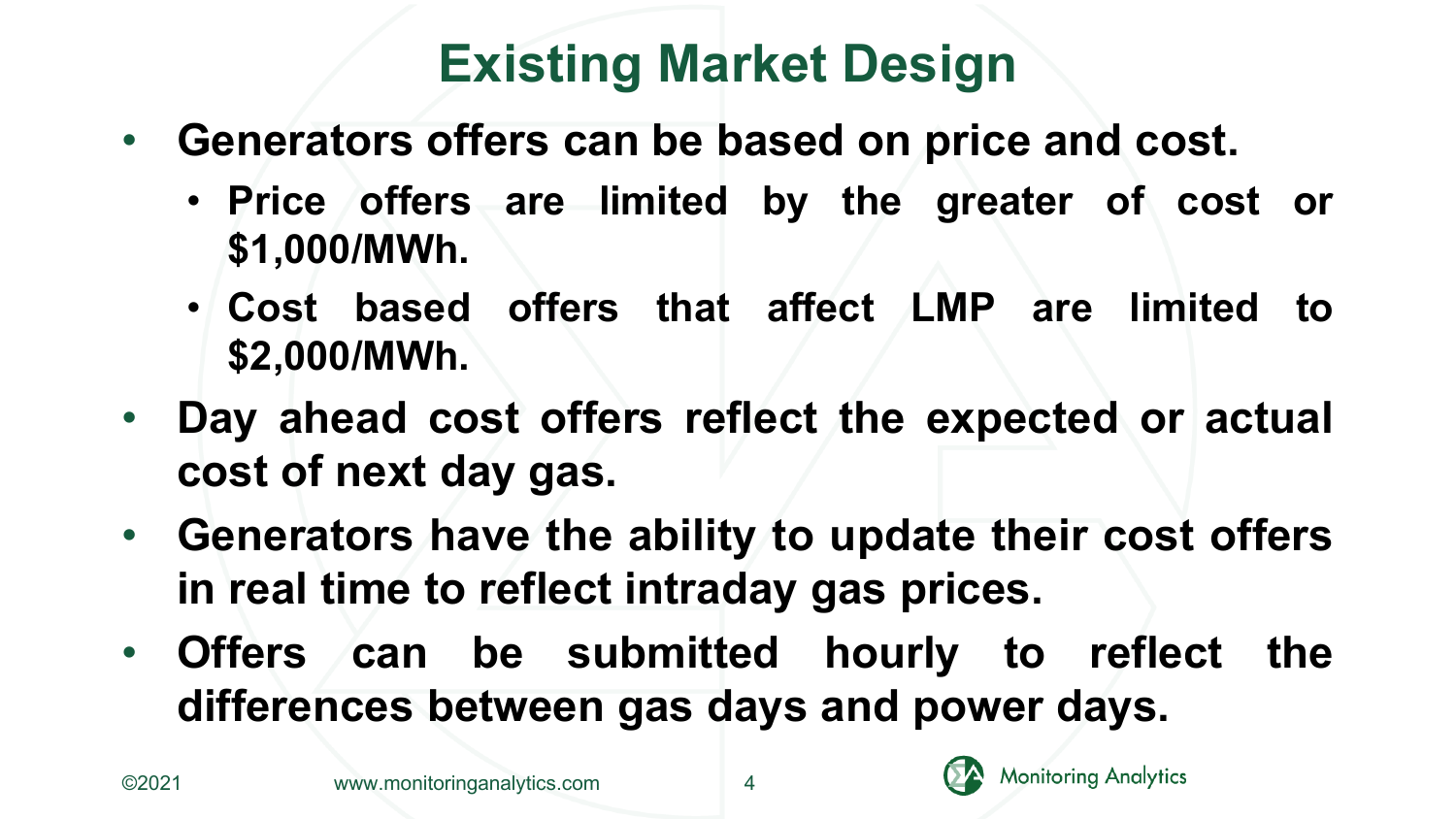# Existing Market Design

- **Generators offers can be based on price and cost.**
  - **Price offers are limited by the greater of cost or $1,000/MWh.**
  - **Cost based offers that affect LMP are limited to $2,000/MWh.**
- **Day ahead cost offers reflect the expected or actual cost of next day gas.**
- **Generators have the ability to update their cost offers in real time to reflect intraday gas prices.**
- **Offers can be submitted hourly to reflect the differences between gas days and power days.**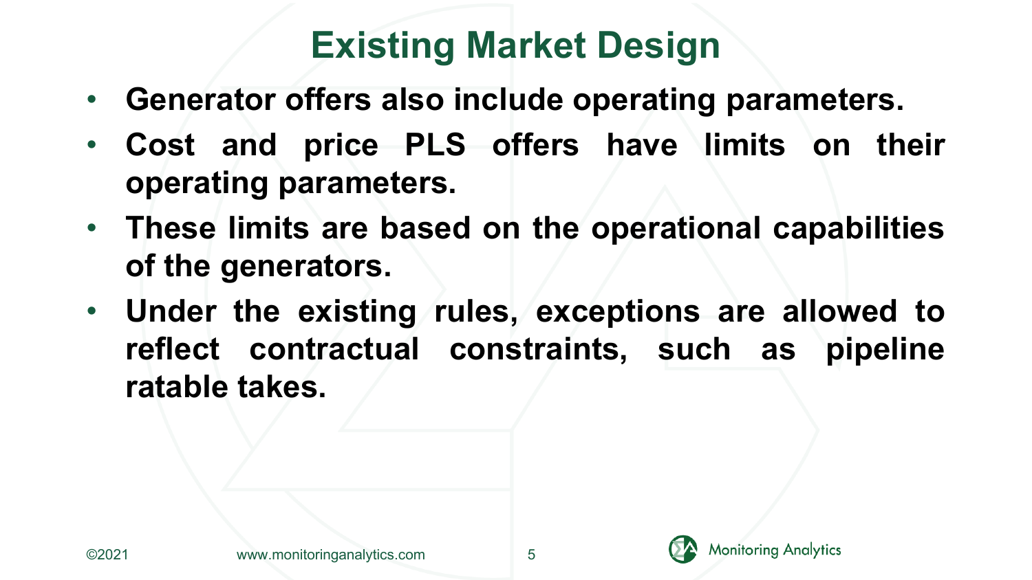# Existing Market Design

- **Generator offers also include operating parameters.**
- **Cost and price PLS offers have limits on their operating parameters.**
- **These limits are based on the operational capabilities of the generators.**
- **Under the existing rules, exceptions are allowed to reflect contractual constraints, such as pipeline ratable takes.**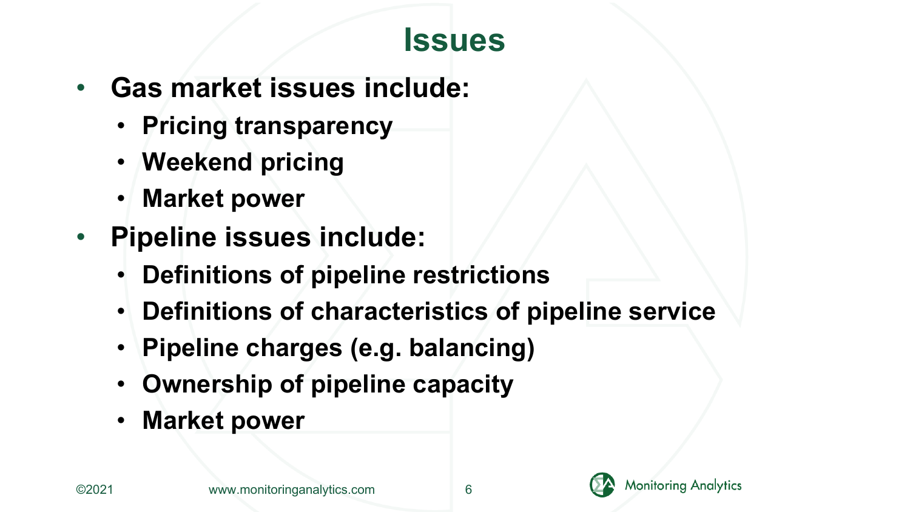# Issues

- **Gas market issues include:**
  - **Pricing transparency**
  - **Weekend pricing**
  - **Market power**
- **Pipeline issues include:**
  - **Definitions of pipeline restrictions**
  - **Definitions of characteristics of pipeline service**
  - **Pipeline charges (e.g. balancing)**
  - **Ownership of pipeline capacity**
  - **Market power**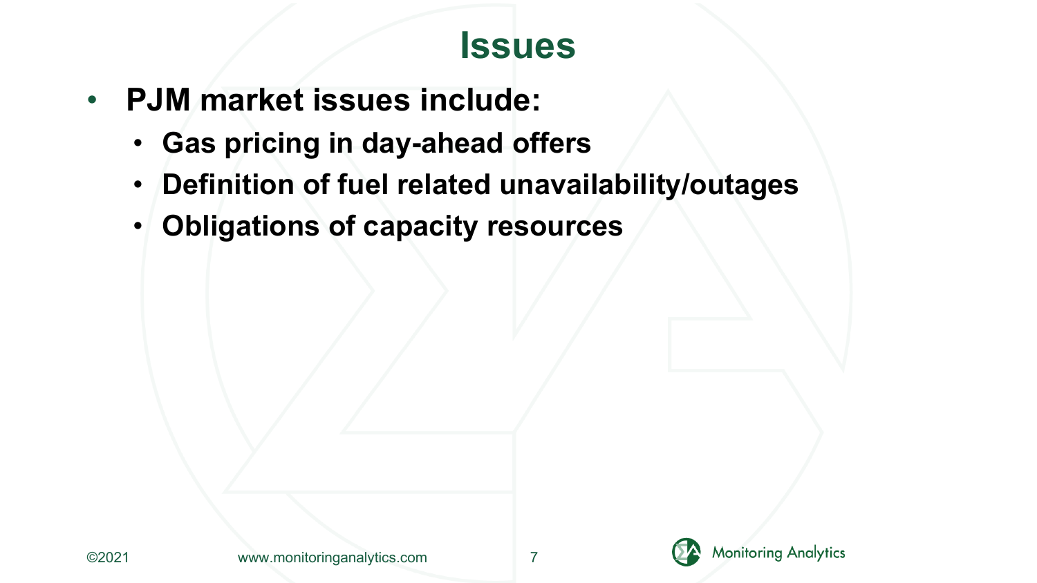# Issues

- **PJM market issues include:**
  - **Gas pricing in day-ahead offers**
  - **Definition of fuel related unavailability/outages**
  - **Obligations of capacity resources**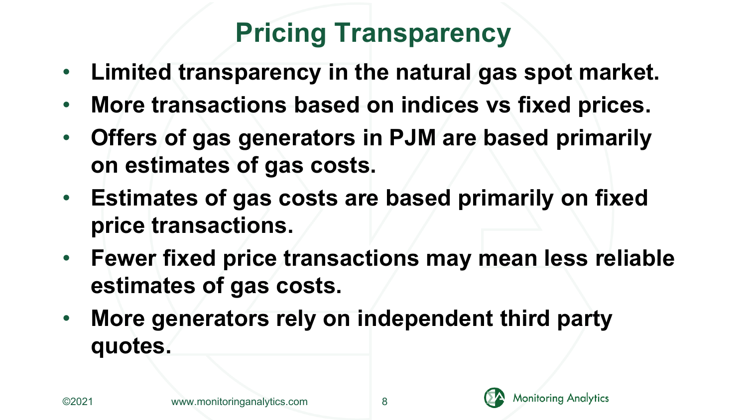# Pricing Transparency

- **Limited transparency in the natural gas spot market.**
- **More transactions based on indices vs fixed prices.**
- **Offers of gas generators in PJM are based primarily on estimates of gas costs.**
- **Estimates of gas costs are based primarily on fixed price transactions.**
- **Fewer fixed price transactions may mean less reliable estimates of gas costs.**
- **More generators rely on independent third party quotes.**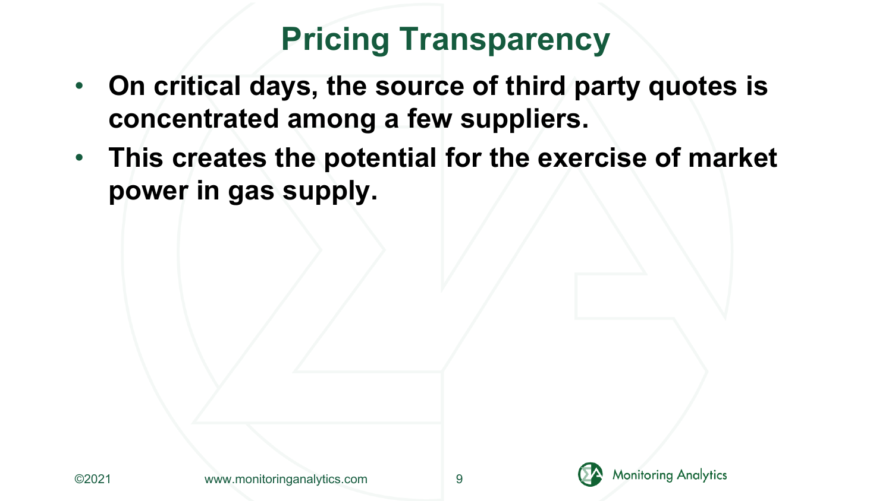# Pricing Transparency

- **On critical days, the source of third party quotes is concentrated among a few suppliers.**
- **This creates the potential for the exercise of market power in gas supply.**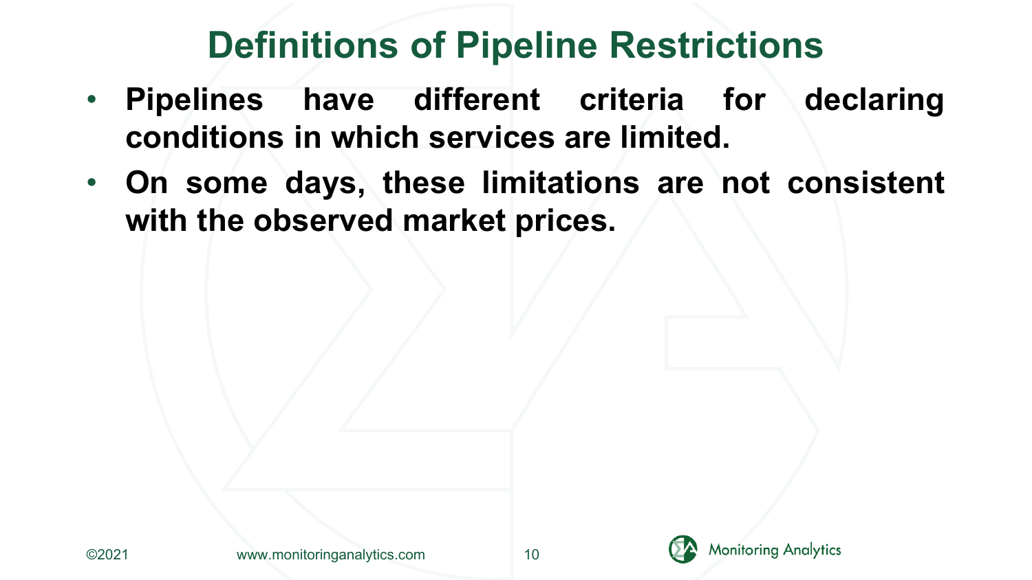# Definitions of Pipeline Restrictions

- **Pipelines have different criteria for declaring conditions in which services are limited.**
- **On some days, these limitations are not consistent with the observed market prices.**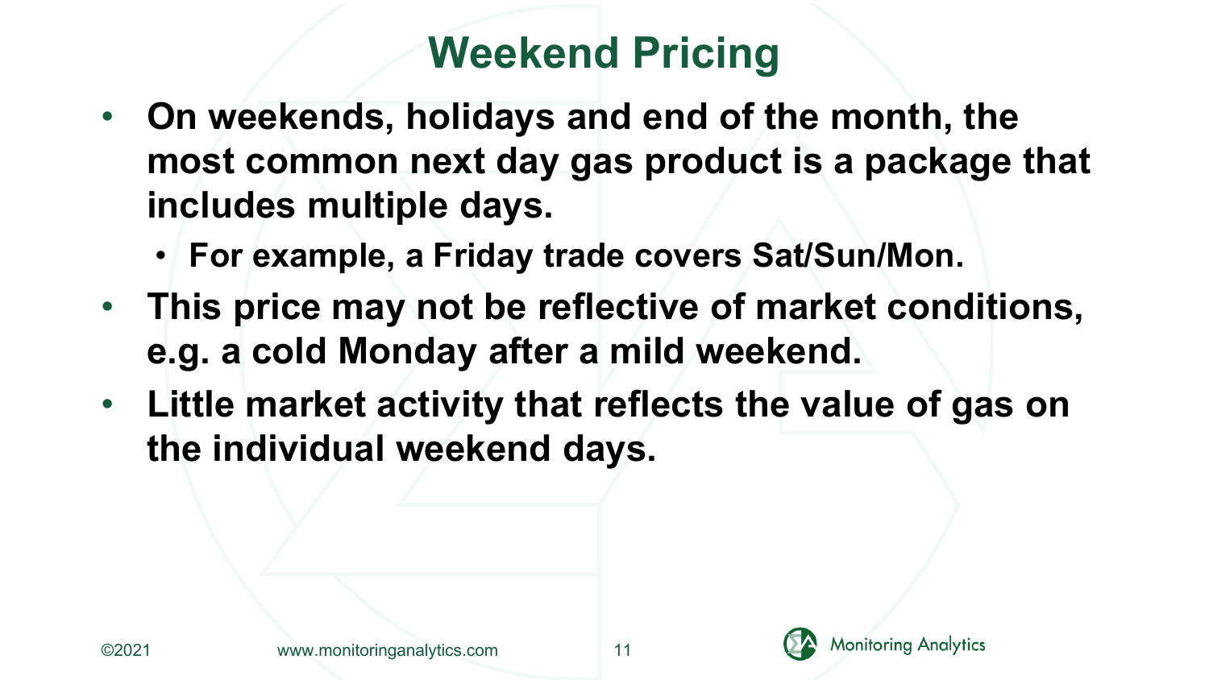# Weekend Pricing

- **On weekends, holidays and end of the month, the most common next day gas product is a package that includes multiple days.**
  - **For example, a Friday trade covers Sat/Sun/Mon.**
- **This price may not be reflective of market conditions, e.g. a cold Monday after a mild weekend.**
- **Little market activity that reflects the value of gas on the individual weekend days.**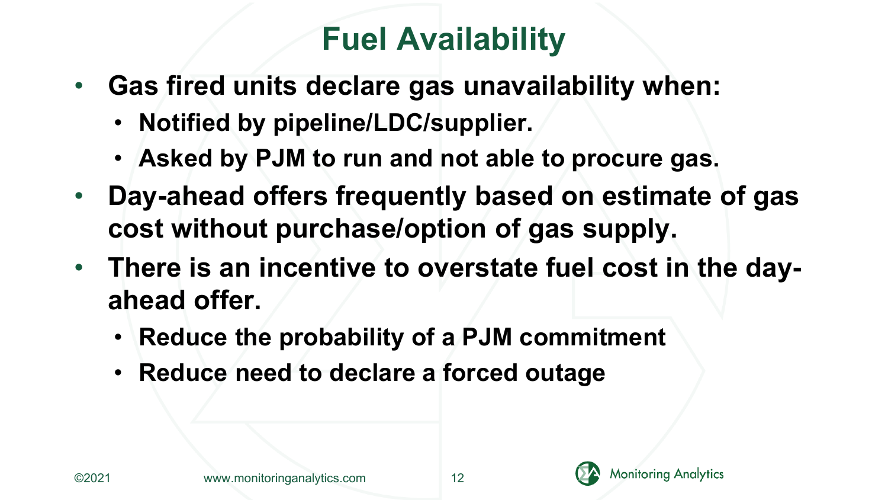# Fuel Availability

- Gas fired units declare gas unavailability when:
  - Notified by pipeline/LDC/supplier.
  - Asked by PJM to run and not able to procure gas.
- Day-ahead offers frequently based on estimate of gas cost without purchase/option of gas supply.
- There is an incentive to overstate fuel cost in the day-ahead offer.
  - Reduce the probability of a PJM commitment
  - Reduce need to declare a forced outage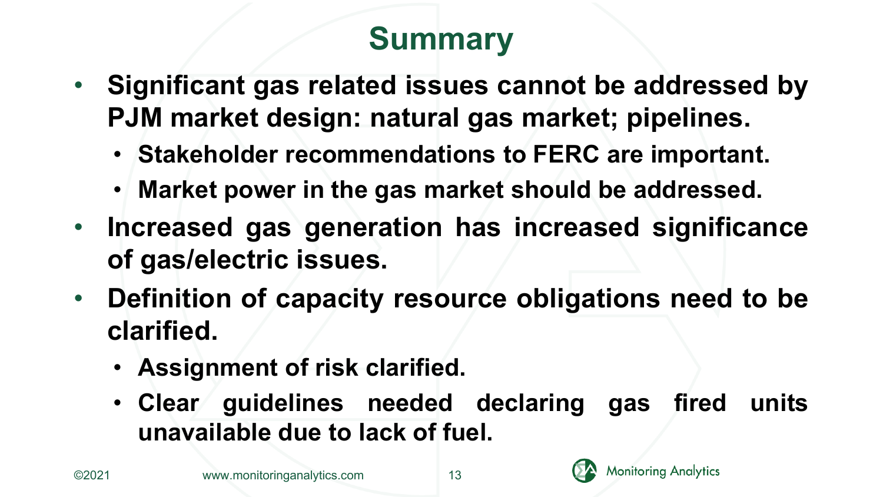# Summary

- **Significant gas related issues cannot be addressed by PJM market design: natural gas market; pipelines.**
  - **Stakeholder recommendations to FERC are important.**
  - **Market power in the gas market should be addressed.**
- **Increased gas generation has increased significance of gas/electric issues.**
- **Definition of capacity resource obligations need to be clarified.**
  - **Assignment of risk clarified.**
  - **Clear guidelines needed declaring gas fired units unavailable due to lack of fuel.**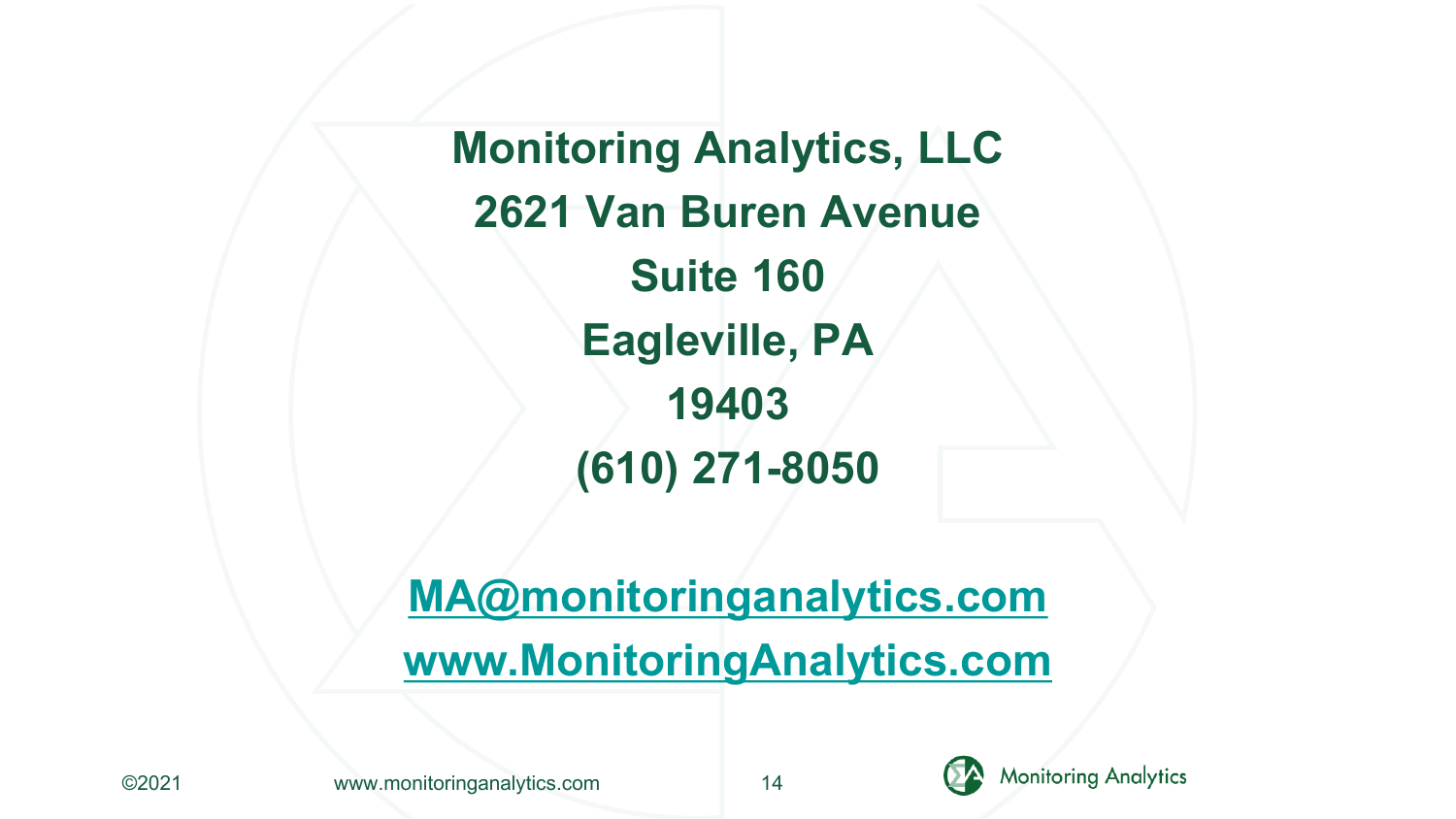**Monitoring Analytics, LLC**
**2621 Van Buren Avenue**
**Suite 160**
**Eagleville, PA**
**19403**
**(610) 271-8050**

**MA@monitoringanalytics.com**
**www.MonitoringAnalytics.com**